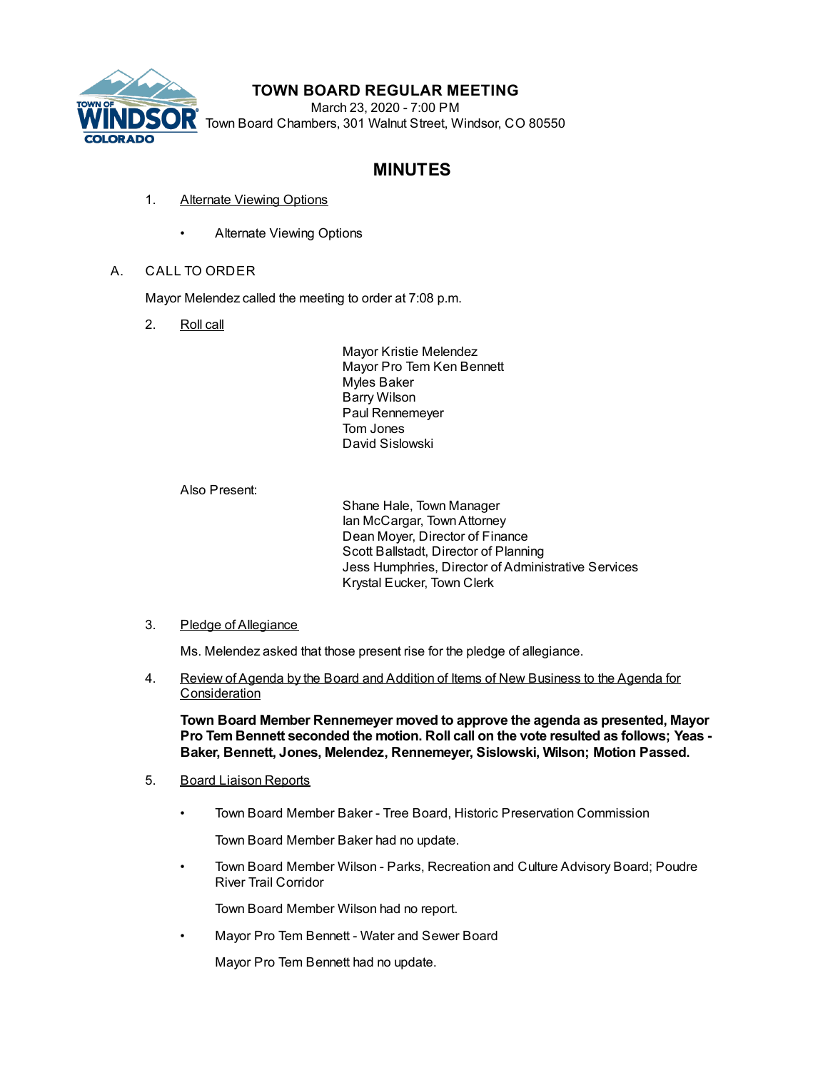# TOWN BOARD REGULAR MEETING

March 23, 2020 - 7:00 PM
Town Board Chambers, 301 Walnut Street, Windsor, CO 80550

## MINUTES

1. Alternate Viewing Options

   - Alternate Viewing Options

A. CALL TO ORDER

Mayor Melendez called the meeting to order at 7:08 p.m.

2. Roll call

   Mayor Kristie Melendez
   Mayor Pro Tem Ken Bennett
   Myles Baker
   Barry Wilson
   Paul Rennemeyer
   Tom Jones
   David Sislowski

   Also Present:

   Shane Hale, Town Manager
   Ian McCargar, Town Attorney
   Dean Moyer, Director of Finance
   Scott Ballstadt, Director of Planning
   Jess Humphries, Director of Administrative Services
   Krystal Eucker, Town Clerk

3. Pledge of Allegiance

   Ms. Melendez asked that those present rise for the pledge of allegiance.

4. Review of Agenda by the Board and Addition of Items of New Business to the Agenda for Consideration

   **Town Board Member Rennemeyer moved to approve the agenda as presented, Mayor Pro Tem Bennett seconded the motion. Roll call on the vote resulted as follows; Yeas - Baker, Bennett, Jones, Melendez, Rennemeyer, Sislowski, Wilson; Motion Passed.**

5. Board Liaison Reports

   - Town Board Member Baker - Tree Board, Historic Preservation Commission

     Town Board Member Baker had no update.

   - Town Board Member Wilson - Parks, Recreation and Culture Advisory Board; Poudre River Trail Corridor

     Town Board Member Wilson had no report.

   - Mayor Pro Tem Bennett - Water and Sewer Board

     Mayor Pro Tem Bennett had no update.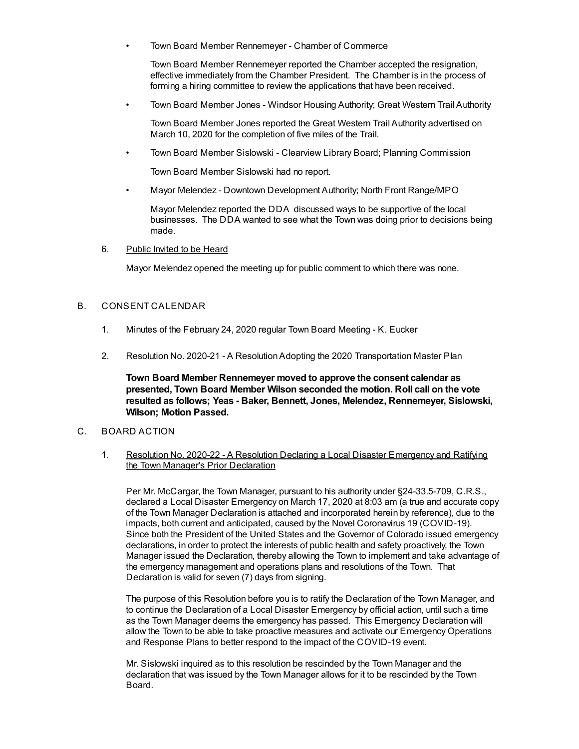- Town Board Member Rennemeyer - Chamber of Commerce

  Town Board Member Rennemeyer reported the Chamber accepted the resignation, effective immediately from the Chamber President. The Chamber is in the process of forming a hiring committee to review the applications that have been received.

- Town Board Member Jones - Windsor Housing Authority; Great Western Trail Authority

  Town Board Member Jones reported the Great Western Trail Authority advertised on March 10, 2020 for the completion of five miles of the Trail.

- Town Board Member Sislowski - Clearview Library Board; Planning Commission

  Town Board Member Sislowski had no report.

- Mayor Melendez - Downtown Development Authority; North Front Range/MPO

  Mayor Melendez reported the DDA discussed ways to be supportive of the local businesses. The DDA wanted to see what the Town was doing prior to decisions being made.

6. Public Invited to be Heard

   Mayor Melendez opened the meeting up for public comment to which there was none.

B. CONSENT CALENDAR

1. Minutes of the February 24, 2020 regular Town Board Meeting - K. Eucker

2. Resolution No. 2020-21 - A Resolution Adopting the 2020 Transportation Master Plan

   **Town Board Member Rennemeyer moved to approve the consent calendar as presented, Town Board Member Wilson seconded the motion. Roll call on the vote resulted as follows; Yeas - Baker, Bennett, Jones, Melendez, Rennemeyer, Sislowski, Wilson; Motion Passed.**

C. BOARD ACTION

1. Resolution No. 2020-22 - A Resolution Declaring a Local Disaster Emergency and Ratifying the Town Manager's Prior Declaration

   Per Mr. McCargar, the Town Manager, pursuant to his authority under §24-33.5-709, C.R.S., declared a Local Disaster Emergency on March 17, 2020 at 8:03 am (a true and accurate copy of the Town Manager Declaration is attached and incorporated herein by reference), due to the impacts, both current and anticipated, caused by the Novel Coronavirus 19 (COVID-19). Since both the President of the United States and the Governor of Colorado issued emergency declarations, in order to protect the interests of public health and safety proactively, the Town Manager issued the Declaration, thereby allowing the Town to implement and take advantage of the emergency management and operations plans and resolutions of the Town. That Declaration is valid for seven (7) days from signing.

   The purpose of this Resolution before you is to ratify the Declaration of the Town Manager, and to continue the Declaration of a Local Disaster Emergency by official action, until such a time as the Town Manager deems the emergency has passed. This Emergency Declaration will allow the Town to be able to take proactive measures and activate our Emergency Operations and Response Plans to better respond to the impact of the COVID-19 event.

   Mr. Sislowski inquired as to this resolution be rescinded by the Town Manager and the declaration that was issued by the Town Manager allows for it to be rescinded by the Town Board.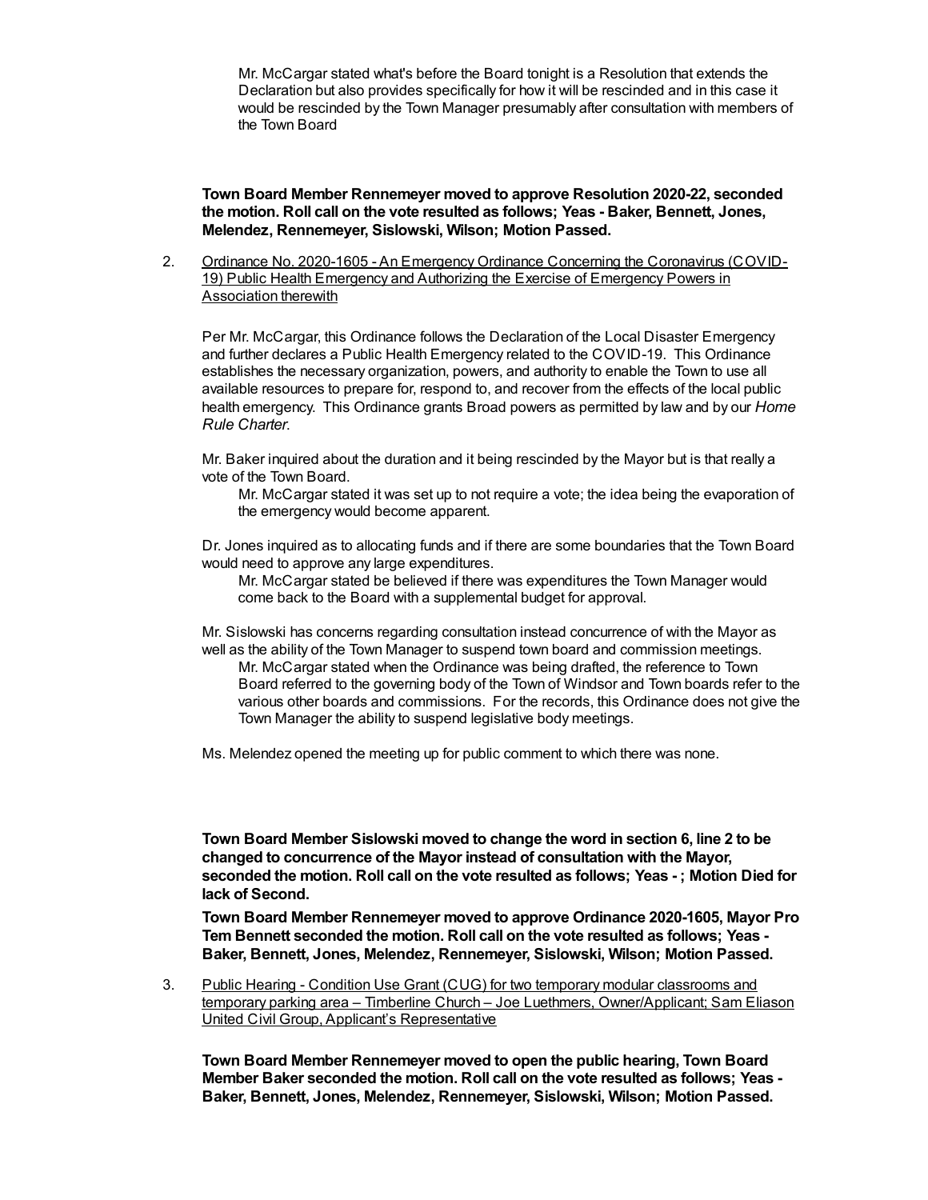Mr. McCargar stated what's before the Board tonight is a Resolution that extends the Declaration but also provides specifically for how it will be rescinded and in this case it would be rescinded by the Town Manager presumably after consultation with members of the Town Board

**Town Board Member Rennemeyer moved to approve Resolution 2020-22, seconded the motion. Roll call on the vote resulted as follows; Yeas - Baker, Bennett, Jones, Melendez, Rennemeyer, Sislowski, Wilson; Motion Passed.**

2. Ordinance No. 2020-1605 - An Emergency Ordinance Concerning the Coronavirus (COVID-19) Public Health Emergency and Authorizing the Exercise of Emergency Powers in Association therewith

Per Mr. McCargar, this Ordinance follows the Declaration of the Local Disaster Emergency and further declares a Public Health Emergency related to the COVID-19. This Ordinance establishes the necessary organization, powers, and authority to enable the Town to use all available resources to prepare for, respond to, and recover from the effects of the local public health emergency. This Ordinance grants Broad powers as permitted by law and by our *Home Rule Charter*.

Mr. Baker inquired about the duration and it being rescinded by the Mayor but is that really a vote of the Town Board.

Mr. McCargar stated it was set up to not require a vote; the idea being the evaporation of the emergency would become apparent.

Dr. Jones inquired as to allocating funds and if there are some boundaries that the Town Board would need to approve any large expenditures.

Mr. McCargar stated be believed if there was expenditures the Town Manager would come back to the Board with a supplemental budget for approval.

Mr. Sislowski has concerns regarding consultation instead concurrence of with the Mayor as well as the ability of the Town Manager to suspend town board and commission meetings.

Mr. McCargar stated when the Ordinance was being drafted, the reference to Town Board referred to the governing body of the Town of Windsor and Town boards refer to the various other boards and commissions. For the records, this Ordinance does not give the Town Manager the ability to suspend legislative body meetings.

Ms. Melendez opened the meeting up for public comment to which there was none.

**Town Board Member Sislowski moved to change the word in section 6, line 2 to be changed to concurrence of the Mayor instead of consultation with the Mayor, seconded the motion. Roll call on the vote resulted as follows; Yeas - ; Motion Died for lack of Second.**

**Town Board Member Rennemeyer moved to approve Ordinance 2020-1605, Mayor Pro Tem Bennett seconded the motion. Roll call on the vote resulted as follows; Yeas - Baker, Bennett, Jones, Melendez, Rennemeyer, Sislowski, Wilson; Motion Passed.**

3. Public Hearing - Condition Use Grant (CUG) for two temporary modular classrooms and temporary parking area – Timberline Church – Joe Luethmers, Owner/Applicant; Sam Eliason United Civil Group, Applicant's Representative

**Town Board Member Rennemeyer moved to open the public hearing, Town Board Member Baker seconded the motion. Roll call on the vote resulted as follows; Yeas - Baker, Bennett, Jones, Melendez, Rennemeyer, Sislowski, Wilson; Motion Passed.**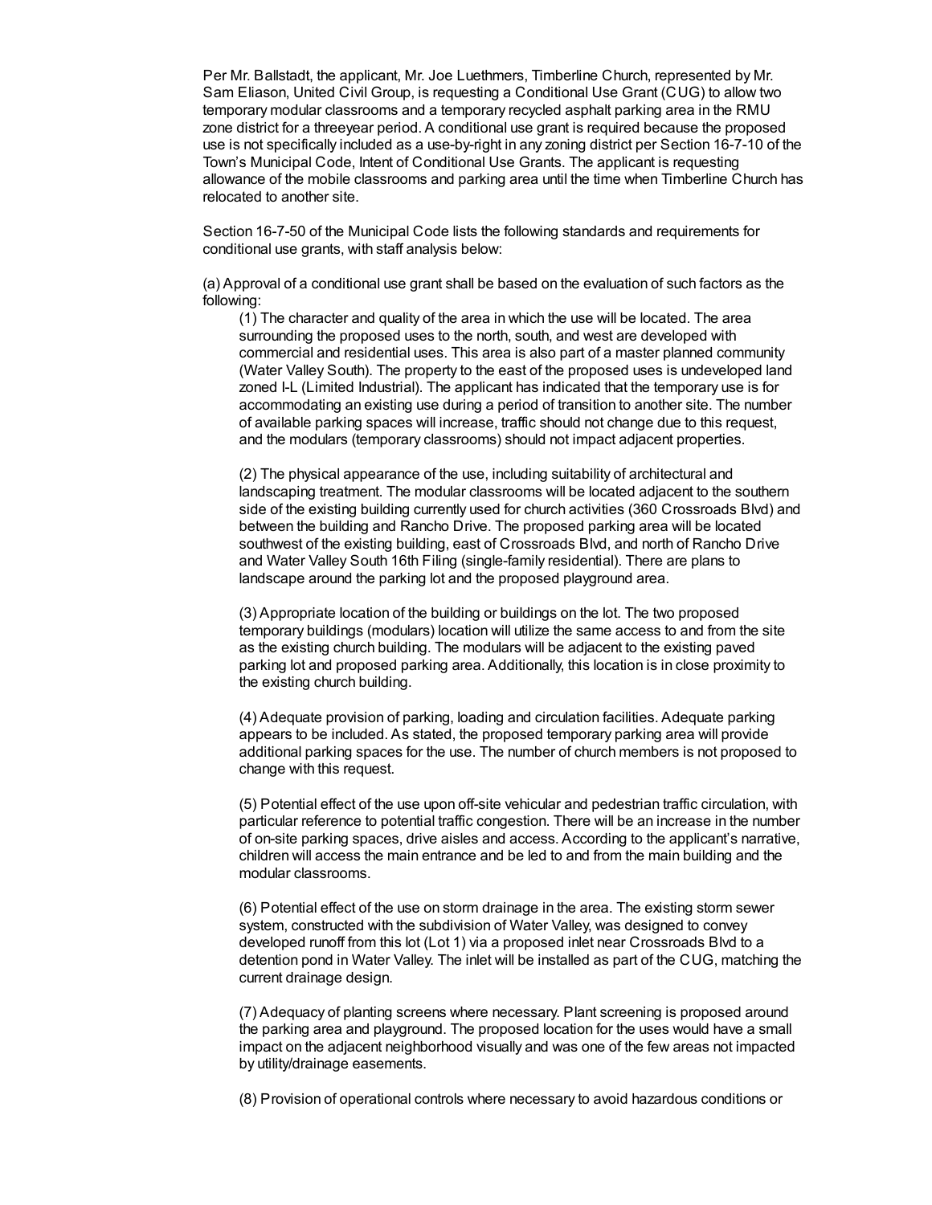Per Mr. Ballstadt, the applicant, Mr. Joe Luethmers, Timberline Church, represented by Mr. Sam Eliason, United Civil Group, is requesting a Conditional Use Grant (CUG) to allow two temporary modular classrooms and a temporary recycled asphalt parking area in the RMU zone district for a threeyear period. A conditional use grant is required because the proposed use is not specifically included as a use-by-right in any zoning district per Section 16-7-10 of the Town's Municipal Code, Intent of Conditional Use Grants. The applicant is requesting allowance of the mobile classrooms and parking area until the time when Timberline Church has relocated to another site.

Section 16-7-50 of the Municipal Code lists the following standards and requirements for conditional use grants, with staff analysis below:

(a) Approval of a conditional use grant shall be based on the evaluation of such factors as the following:

(1) The character and quality of the area in which the use will be located. The area surrounding the proposed uses to the north, south, and west are developed with commercial and residential uses. This area is also part of a master planned community (Water Valley South). The property to the east of the proposed uses is undeveloped land zoned I-L (Limited Industrial). The applicant has indicated that the temporary use is for accommodating an existing use during a period of transition to another site. The number of available parking spaces will increase, traffic should not change due to this request, and the modulars (temporary classrooms) should not impact adjacent properties.

(2) The physical appearance of the use, including suitability of architectural and landscaping treatment. The modular classrooms will be located adjacent to the southern side of the existing building currently used for church activities (360 Crossroads Blvd) and between the building and Rancho Drive. The proposed parking area will be located southwest of the existing building, east of Crossroads Blvd, and north of Rancho Drive and Water Valley South 16th Filing (single-family residential). There are plans to landscape around the parking lot and the proposed playground area.

(3) Appropriate location of the building or buildings on the lot. The two proposed temporary buildings (modulars) location will utilize the same access to and from the site as the existing church building. The modulars will be adjacent to the existing paved parking lot and proposed parking area. Additionally, this location is in close proximity to the existing church building.

(4) Adequate provision of parking, loading and circulation facilities. Adequate parking appears to be included. As stated, the proposed temporary parking area will provide additional parking spaces for the use. The number of church members is not proposed to change with this request.

(5) Potential effect of the use upon off-site vehicular and pedestrian traffic circulation, with particular reference to potential traffic congestion. There will be an increase in the number of on-site parking spaces, drive aisles and access. According to the applicant's narrative, children will access the main entrance and be led to and from the main building and the modular classrooms.

(6) Potential effect of the use on storm drainage in the area. The existing storm sewer system, constructed with the subdivision of Water Valley, was designed to convey developed runoff from this lot (Lot 1) via a proposed inlet near Crossroads Blvd to a detention pond in Water Valley. The inlet will be installed as part of the CUG, matching the current drainage design.

(7) Adequacy of planting screens where necessary. Plant screening is proposed around the parking area and playground. The proposed location for the uses would have a small impact on the adjacent neighborhood visually and was one of the few areas not impacted by utility/drainage easements.

(8) Provision of operational controls where necessary to avoid hazardous conditions or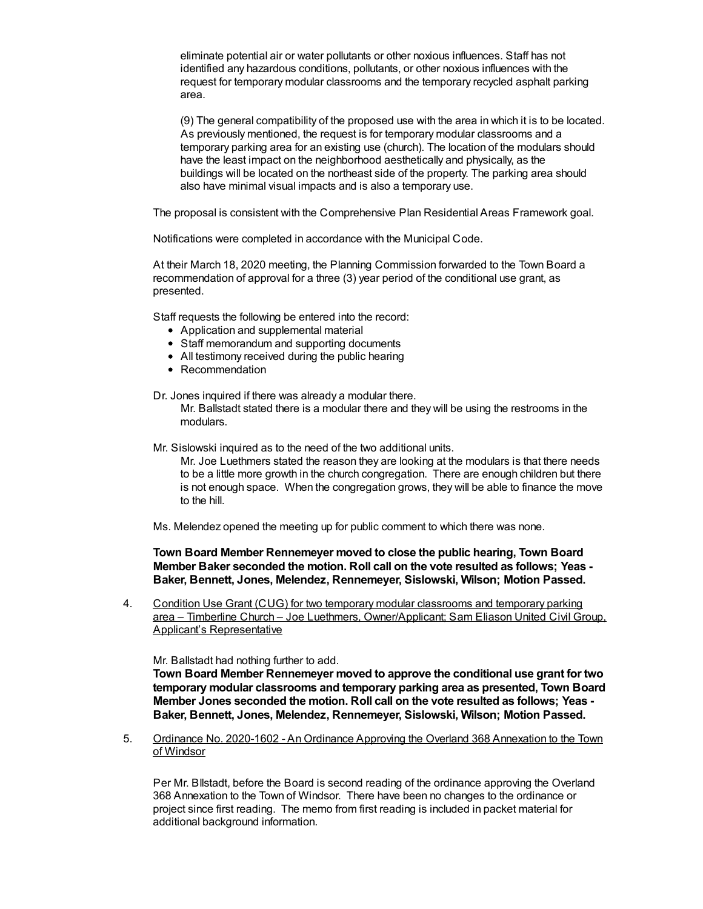eliminate potential air or water pollutants or other noxious influences. Staff has not identified any hazardous conditions, pollutants, or other noxious influences with the request for temporary modular classrooms and the temporary recycled asphalt parking area.

(9) The general compatibility of the proposed use with the area in which it is to be located. As previously mentioned, the request is for temporary modular classrooms and a temporary parking area for an existing use (church). The location of the modulars should have the least impact on the neighborhood aesthetically and physically, as the buildings will be located on the northeast side of the property. The parking area should also have minimal visual impacts and is also a temporary use.

The proposal is consistent with the Comprehensive Plan Residential Areas Framework goal.

Notifications were completed in accordance with the Municipal Code.

At their March 18, 2020 meeting, the Planning Commission forwarded to the Town Board a recommendation of approval for a three (3) year period of the conditional use grant, as presented.

Staff requests the following be entered into the record:

- Application and supplemental material
- Staff memorandum and supporting documents
- All testimony received during the public hearing
- Recommendation

Dr. Jones inquired if there was already a modular there.

Mr. Ballstadt stated there is a modular there and they will be using the restrooms in the modulars.

Mr. Sislowski inquired as to the need of the two additional units.

Mr. Joe Luethmers stated the reason they are looking at the modulars is that there needs to be a little more growth in the church congregation. There are enough children but there is not enough space. When the congregation grows, they will be able to finance the move to the hill.

Ms. Melendez opened the meeting up for public comment to which there was none.

**Town Board Member Rennemeyer moved to close the public hearing, Town Board Member Baker seconded the motion. Roll call on the vote resulted as follows; Yeas - Baker, Bennett, Jones, Melendez, Rennemeyer, Sislowski, Wilson; Motion Passed.**

4. Condition Use Grant (CUG) for two temporary modular classrooms and temporary parking area – Timberline Church – Joe Luethmers, Owner/Applicant; Sam Eliason United Civil Group, Applicant's Representative

   Mr. Ballstadt had nothing further to add.

   **Town Board Member Rennemeyer moved to approve the conditional use grant for two temporary modular classrooms and temporary parking area as presented, Town Board Member Jones seconded the motion. Roll call on the vote resulted as follows; Yeas - Baker, Bennett, Jones, Melendez, Rennemeyer, Sislowski, Wilson; Motion Passed.**

5. Ordinance No. 2020-1602 - An Ordinance Approving the Overland 368 Annexation to the Town of Windsor

   Per Mr. Bllstadt, before the Board is second reading of the ordinance approving the Overland 368 Annexation to the Town of Windsor. There have been no changes to the ordinance or project since first reading. The memo from first reading is included in packet material for additional background information.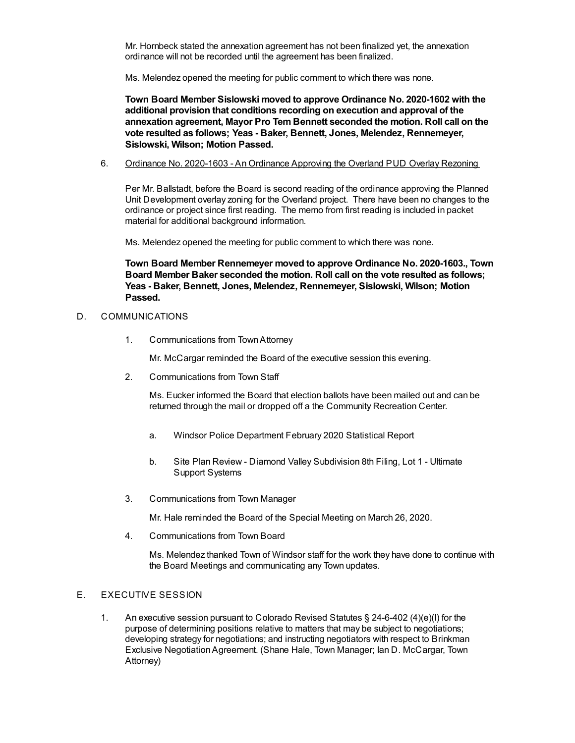Mr. Hornbeck stated the annexation agreement has not been finalized yet, the annexation ordinance will not be recorded until the agreement has been finalized.

Ms. Melendez opened the meeting for public comment to which there was none.

**Town Board Member Sislowski moved to approve Ordinance No. 2020-1602 with the additional provision that conditions recording on execution and approval of the annexation agreement, Mayor Pro Tem Bennett seconded the motion. Roll call on the vote resulted as follows; Yeas - Baker, Bennett, Jones, Melendez, Rennemeyer, Sislowski, Wilson; Motion Passed.**

6. Ordinance No. 2020-1603 - An Ordinance Approving the Overland PUD Overlay Rezoning

   Per Mr. Ballstadt, before the Board is second reading of the ordinance approving the Planned Unit Development overlay zoning for the Overland project. There have been no changes to the ordinance or project since first reading. The memo from first reading is included in packet material for additional background information.

   Ms. Melendez opened the meeting for public comment to which there was none.

   **Town Board Member Rennemeyer moved to approve Ordinance No. 2020-1603., Town Board Member Baker seconded the motion. Roll call on the vote resulted as follows; Yeas - Baker, Bennett, Jones, Melendez, Rennemeyer, Sislowski, Wilson; Motion Passed.**

D. COMMUNICATIONS

1. Communications from Town Attorney

   Mr. McCargar reminded the Board of the executive session this evening.

2. Communications from Town Staff

   Ms. Eucker informed the Board that election ballots have been mailed out and can be returned through the mail or dropped off a the Community Recreation Center.

   a. Windsor Police Department February 2020 Statistical Report

   b. Site Plan Review - Diamond Valley Subdivision 8th Filing, Lot 1 - Ultimate Support Systems

3. Communications from Town Manager

   Mr. Hale reminded the Board of the Special Meeting on March 26, 2020.

4. Communications from Town Board

   Ms. Melendez thanked Town of Windsor staff for the work they have done to continue with the Board Meetings and communicating any Town updates.

E. EXECUTIVE SESSION

1. An executive session pursuant to Colorado Revised Statutes § 24-6-402 (4)(e)(I) for the purpose of determining positions relative to matters that may be subject to negotiations; developing strategy for negotiations; and instructing negotiators with respect to Brinkman Exclusive Negotiation Agreement. (Shane Hale, Town Manager; Ian D. McCargar, Town Attorney)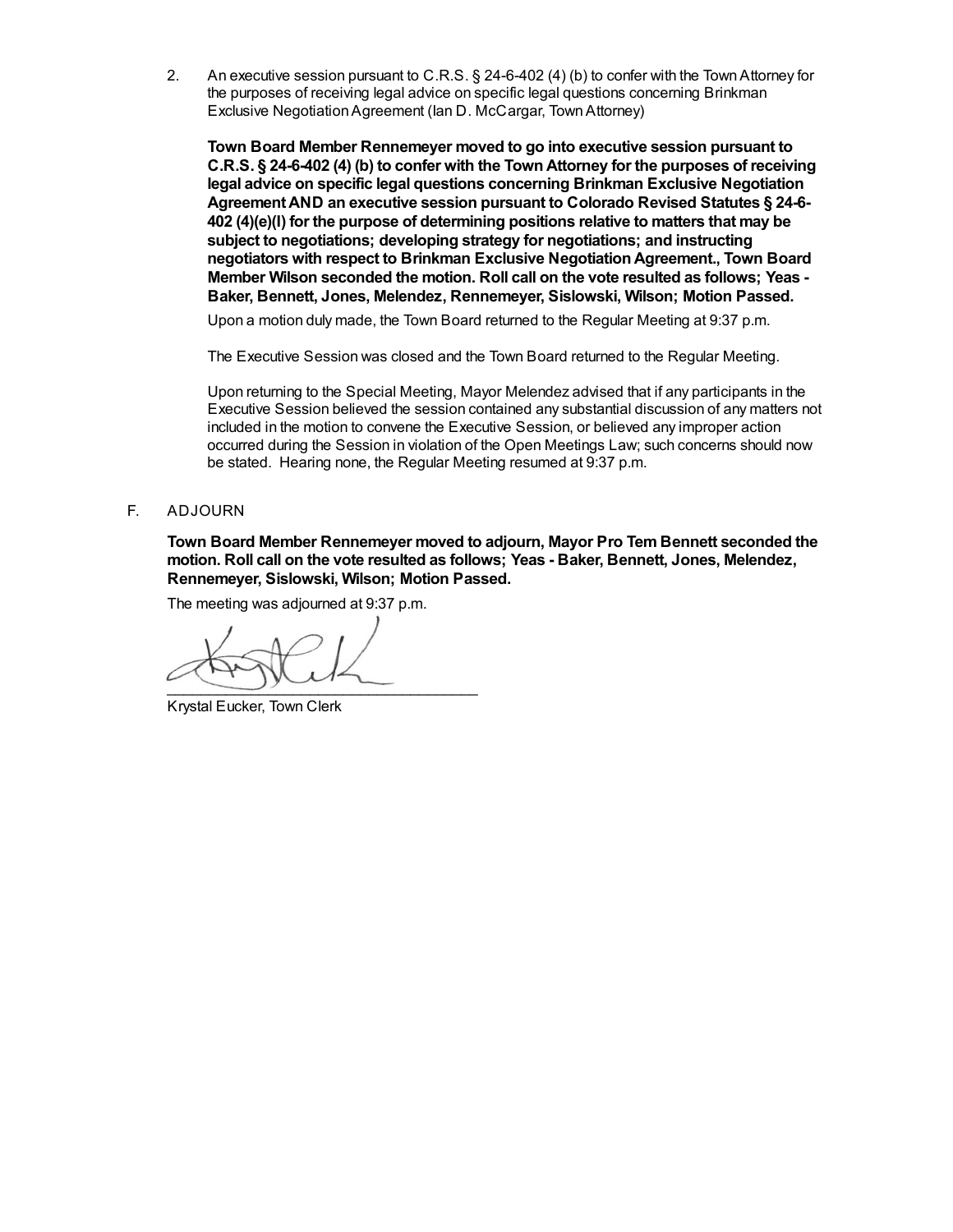2. An executive session pursuant to C.R.S. § 24-6-402 (4) (b) to confer with the Town Attorney for the purposes of receiving legal advice on specific legal questions concerning Brinkman Exclusive Negotiation Agreement (Ian D. McCargar, Town Attorney)

   **Town Board Member Rennemeyer moved to go into executive session pursuant to C.R.S. § 24-6-402 (4) (b) to confer with the Town Attorney for the purposes of receiving legal advice on specific legal questions concerning Brinkman Exclusive Negotiation Agreement AND an executive session pursuant to Colorado Revised Statutes § 24-6-402 (4)(e)(I) for the purpose of determining positions relative to matters that may be subject to negotiations; developing strategy for negotiations; and instructing negotiators with respect to Brinkman Exclusive Negotiation Agreement., Town Board Member Wilson seconded the motion. Roll call on the vote resulted as follows; Yeas - Baker, Bennett, Jones, Melendez, Rennemeyer, Sislowski, Wilson; Motion Passed.**

   Upon a motion duly made, the Town Board returned to the Regular Meeting at 9:37 p.m.

   The Executive Session was closed and the Town Board returned to the Regular Meeting.

   Upon returning to the Special Meeting, Mayor Melendez advised that if any participants in the Executive Session believed the session contained any substantial discussion of any matters not included in the motion to convene the Executive Session, or believed any improper action occurred during the Session in violation of the Open Meetings Law; such concerns should now be stated. Hearing none, the Regular Meeting resumed at 9:37 p.m.

F. ADJOURN

**Town Board Member Rennemeyer moved to adjourn, Mayor Pro Tem Bennett seconded the motion. Roll call on the vote resulted as follows; Yeas - Baker, Bennett, Jones, Melendez, Rennemeyer, Sislowski, Wilson; Motion Passed.**

The meeting was adjourned at 9:37 p.m.

\_\_\_\_\_\_\_\_\_\_\_\_\_\_\_\_\_\_\_\_\_\_\_\_\_\_\_\_\_\_\_\_\_\_\_\_

Krystal Eucker, Town Clerk